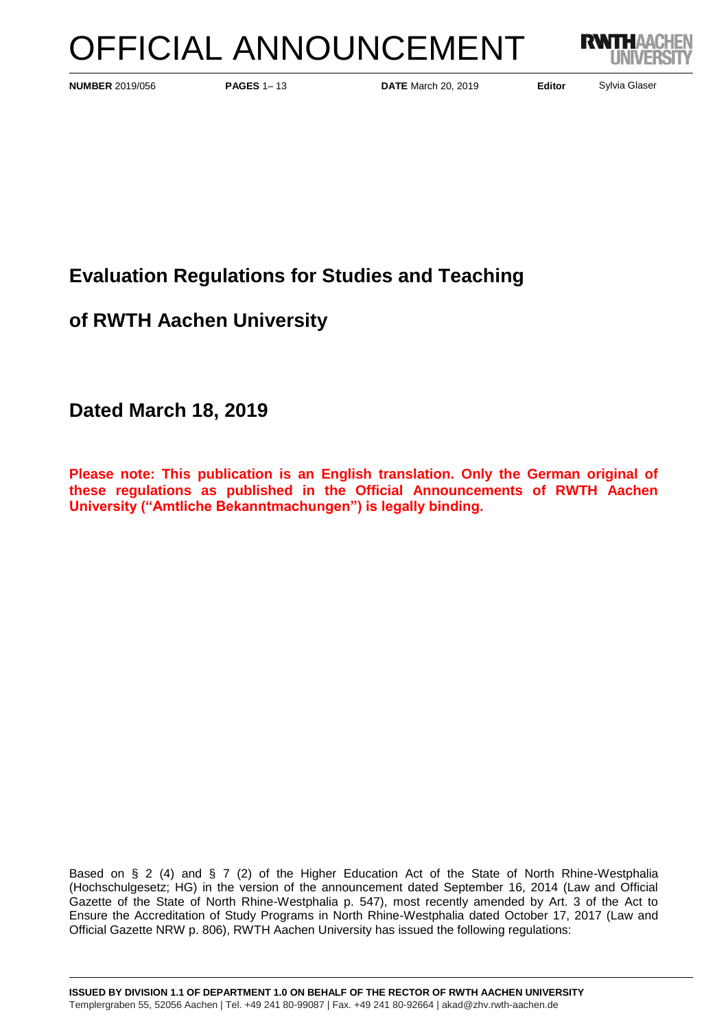# OFFICIAL ANNOUNCEMENT

**NUMBER** 2019/056 **PAGES** 1– 13 **DATE** March 20, 2019 **Editor** Sylvia Glaser

## Evaluation Regulations for Studies and Teaching

## of RWTH Aachen University

## Dated March 18, 2019

**Please note: This publication is an English translation. Only the German original of these regulations as published in the Official Announcements of RWTH Aachen University ("Amtliche Bekanntmachungen") is legally binding.**

Based on § 2 (4) and § 7 (2) of the Higher Education Act of the State of North Rhine-Westphalia (Hochschulgesetz; HG) in the version of the announcement dated September 16, 2014 (Law and Official Gazette of the State of North Rhine-Westphalia p. 547), most recently amended by Art. 3 of the Act to Ensure the Accreditation of Study Programs in North Rhine-Westphalia dated October 17, 2017 (Law and Official Gazette NRW p. 806), RWTH Aachen University has issued the following regulations:

**ISSUED BY DIVISION 1.1 OF DEPARTMENT 1.0 ON BEHALF OF THE RECTOR OF RWTH AACHEN UNIVERSITY**
Templergraben 55, 52056 Aachen | Tel. +49 241 80-99087 | Fax. +49 241 80-92664 | akad@zhv.rwth-aachen.de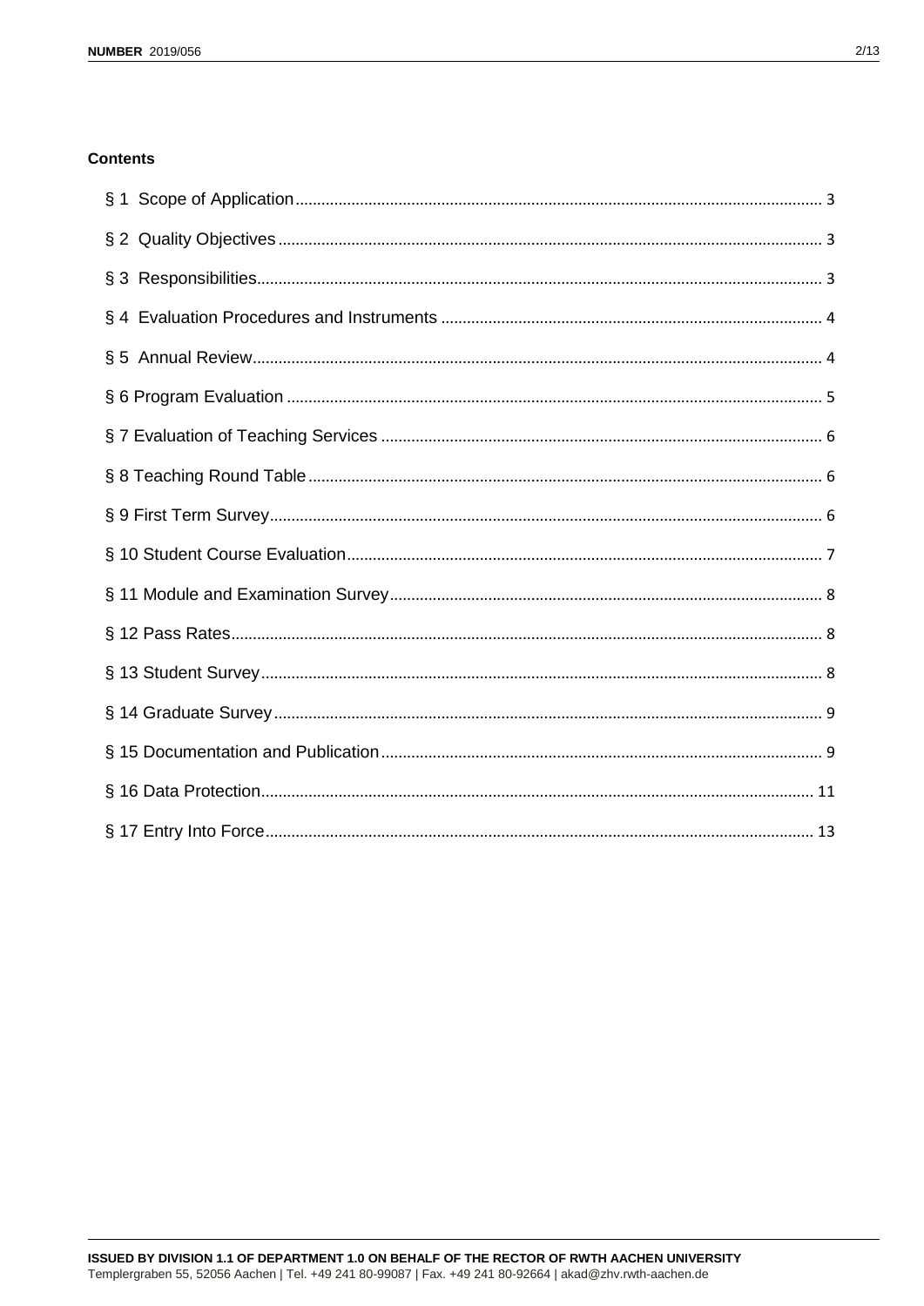**Contents**

§ 1 Scope of Application ........ 3

§ 2 Quality Objectives ........ 3

§ 3 Responsibilities ........ 3

§ 4 Evaluation Procedures and Instruments ........ 4

§ 5 Annual Review ........ 4

§ 6 Program Evaluation ........ 5

§ 7 Evaluation of Teaching Services ........ 6

§ 8 Teaching Round Table ........ 6

§ 9 First Term Survey ........ 6

§ 10 Student Course Evaluation ........ 7

§ 11 Module and Examination Survey ........ 8

§ 12 Pass Rates ........ 8

§ 13 Student Survey ........ 8

§ 14 Graduate Survey ........ 9

§ 15 Documentation and Publication ........ 9

§ 16 Data Protection ........ 11

§ 17 Entry Into Force ........ 13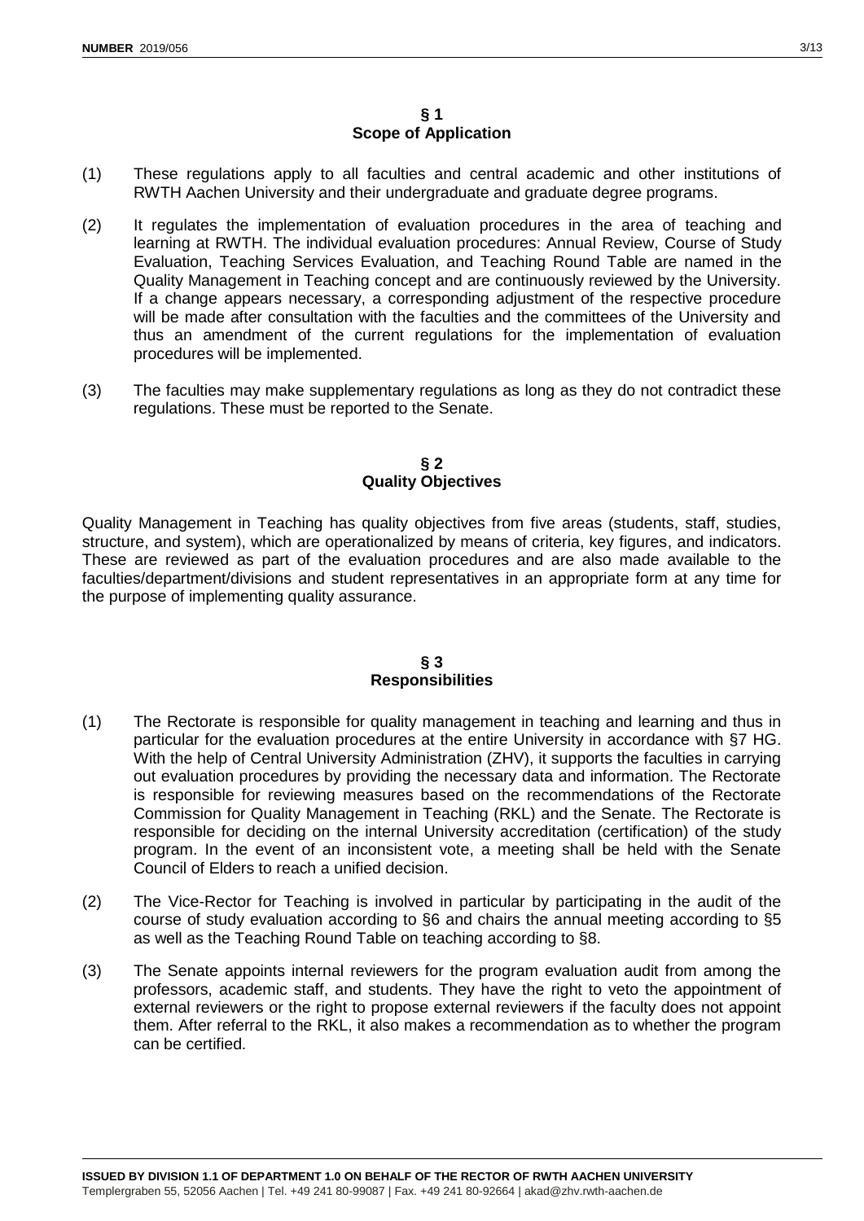## § 1
## Scope of Application

(1) These regulations apply to all faculties and central academic and other institutions of RWTH Aachen University and their undergraduate and graduate degree programs.

(2) It regulates the implementation of evaluation procedures in the area of teaching and learning at RWTH. The individual evaluation procedures: Annual Review, Course of Study Evaluation, Teaching Services Evaluation, and Teaching Round Table are named in the Quality Management in Teaching concept and are continuously reviewed by the University. If a change appears necessary, a corresponding adjustment of the respective procedure will be made after consultation with the faculties and the committees of the University and thus an amendment of the current regulations for the implementation of evaluation procedures will be implemented.

(3) The faculties may make supplementary regulations as long as they do not contradict these regulations. These must be reported to the Senate.

## § 2
## Quality Objectives

Quality Management in Teaching has quality objectives from five areas (students, staff, studies, structure, and system), which are operationalized by means of criteria, key figures, and indicators. These are reviewed as part of the evaluation procedures and are also made available to the faculties/department/divisions and student representatives in an appropriate form at any time for the purpose of implementing quality assurance.

## § 3
## Responsibilities

(1) The Rectorate is responsible for quality management in teaching and learning and thus in particular for the evaluation procedures at the entire University in accordance with §7 HG. With the help of Central University Administration (ZHV), it supports the faculties in carrying out evaluation procedures by providing the necessary data and information. The Rectorate is responsible for reviewing measures based on the recommendations of the Rectorate Commission for Quality Management in Teaching (RKL) and the Senate. The Rectorate is responsible for deciding on the internal University accreditation (certification) of the study program. In the event of an inconsistent vote, a meeting shall be held with the Senate Council of Elders to reach a unified decision.

(2) The Vice-Rector for Teaching is involved in particular by participating in the audit of the course of study evaluation according to §6 and chairs the annual meeting according to §5 as well as the Teaching Round Table on teaching according to §8.

(3) The Senate appoints internal reviewers for the program evaluation audit from among the professors, academic staff, and students. They have the right to veto the appointment of external reviewers or the right to propose external reviewers if the faculty does not appoint them. After referral to the RKL, it also makes a recommendation as to whether the program can be certified.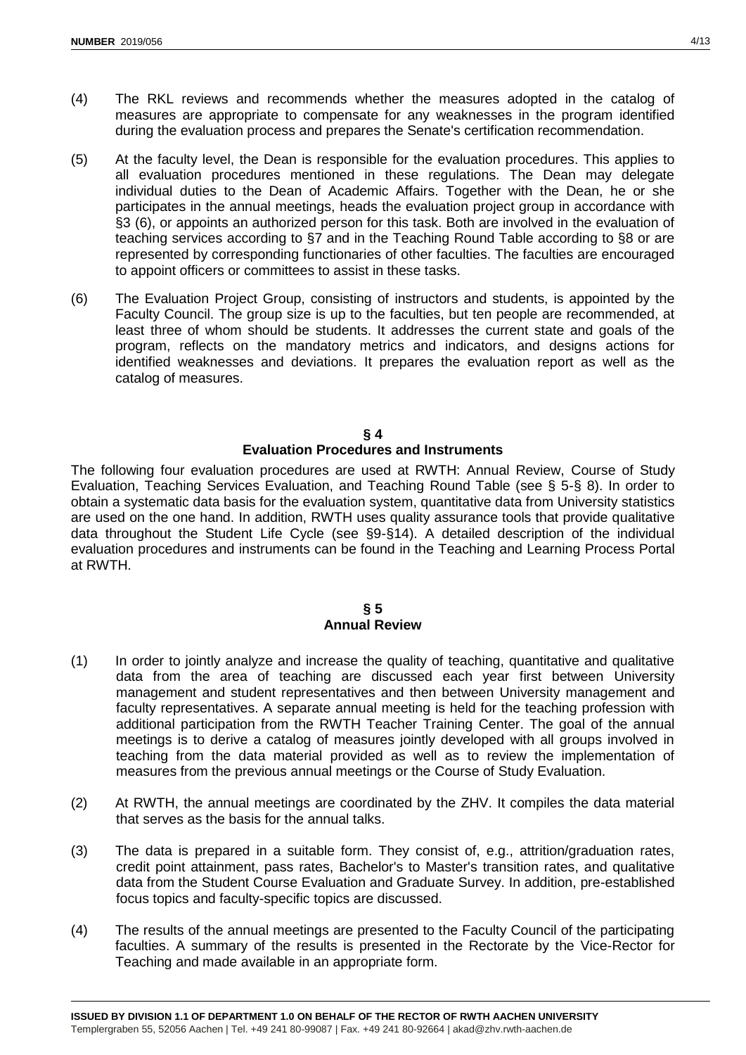(4) The RKL reviews and recommends whether the measures adopted in the catalog of measures are appropriate to compensate for any weaknesses in the program identified during the evaluation process and prepares the Senate's certification recommendation.

(5) At the faculty level, the Dean is responsible for the evaluation procedures. This applies to all evaluation procedures mentioned in these regulations. The Dean may delegate individual duties to the Dean of Academic Affairs. Together with the Dean, he or she participates in the annual meetings, heads the evaluation project group in accordance with §3 (6), or appoints an authorized person for this task. Both are involved in the evaluation of teaching services according to §7 and in the Teaching Round Table according to §8 or are represented by corresponding functionaries of other faculties. The faculties are encouraged to appoint officers or committees to assist in these tasks.

(6) The Evaluation Project Group, consisting of instructors and students, is appointed by the Faculty Council. The group size is up to the faculties, but ten people are recommended, at least three of whom should be students. It addresses the current state and goals of the program, reflects on the mandatory metrics and indicators, and designs actions for identified weaknesses and deviations. It prepares the evaluation report as well as the catalog of measures.

## § 4
## Evaluation Procedures and Instruments

The following four evaluation procedures are used at RWTH: Annual Review, Course of Study Evaluation, Teaching Services Evaluation, and Teaching Round Table (see § 5-§ 8). In order to obtain a systematic data basis for the evaluation system, quantitative data from University statistics are used on the one hand. In addition, RWTH uses quality assurance tools that provide qualitative data throughout the Student Life Cycle (see §9-§14). A detailed description of the individual evaluation procedures and instruments can be found in the Teaching and Learning Process Portal at RWTH.

## § 5
## Annual Review

(1) In order to jointly analyze and increase the quality of teaching, quantitative and qualitative data from the area of teaching are discussed each year first between University management and student representatives and then between University management and faculty representatives. A separate annual meeting is held for the teaching profession with additional participation from the RWTH Teacher Training Center. The goal of the annual meetings is to derive a catalog of measures jointly developed with all groups involved in teaching from the data material provided as well as to review the implementation of measures from the previous annual meetings or the Course of Study Evaluation.

(2) At RWTH, the annual meetings are coordinated by the ZHV. It compiles the data material that serves as the basis for the annual talks.

(3) The data is prepared in a suitable form. They consist of, e.g., attrition/graduation rates, credit point attainment, pass rates, Bachelor's to Master's transition rates, and qualitative data from the Student Course Evaluation and Graduate Survey. In addition, pre-established focus topics and faculty-specific topics are discussed.

(4) The results of the annual meetings are presented to the Faculty Council of the participating faculties. A summary of the results is presented in the Rectorate by the Vice-Rector for Teaching and made available in an appropriate form.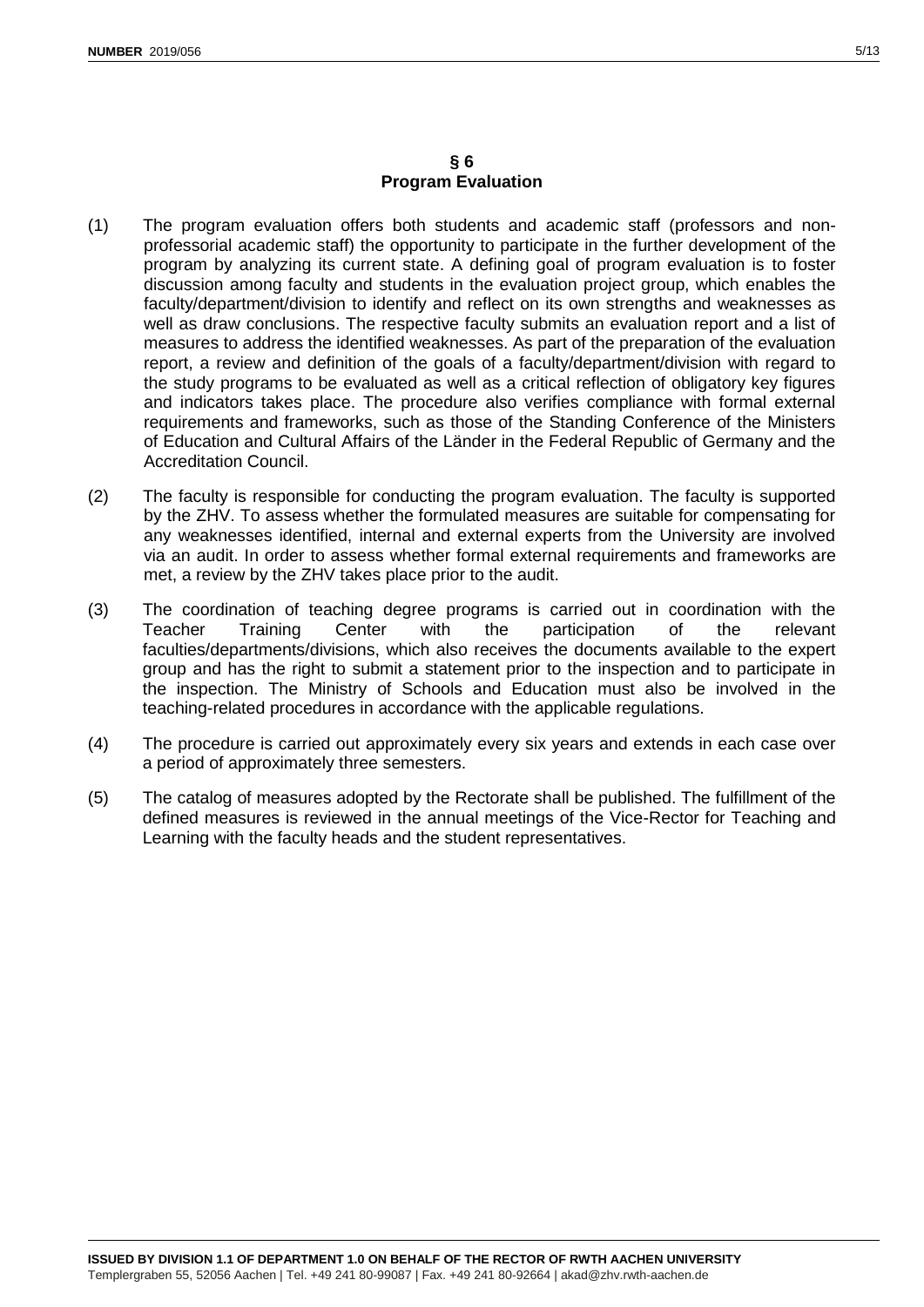## § 6
## Program Evaluation

(1) The program evaluation offers both students and academic staff (professors and non-professorial academic staff) the opportunity to participate in the further development of the program by analyzing its current state. A defining goal of program evaluation is to foster discussion among faculty and students in the evaluation project group, which enables the faculty/department/division to identify and reflect on its own strengths and weaknesses as well as draw conclusions. The respective faculty submits an evaluation report and a list of measures to address the identified weaknesses. As part of the preparation of the evaluation report, a review and definition of the goals of a faculty/department/division with regard to the study programs to be evaluated as well as a critical reflection of obligatory key figures and indicators takes place. The procedure also verifies compliance with formal external requirements and frameworks, such as those of the Standing Conference of the Ministers of Education and Cultural Affairs of the Länder in the Federal Republic of Germany and the Accreditation Council.

(2) The faculty is responsible for conducting the program evaluation. The faculty is supported by the ZHV. To assess whether the formulated measures are suitable for compensating for any weaknesses identified, internal and external experts from the University are involved via an audit. In order to assess whether formal external requirements and frameworks are met, a review by the ZHV takes place prior to the audit.

(3) The coordination of teaching degree programs is carried out in coordination with the Teacher Training Center with the participation of the relevant faculties/departments/divisions, which also receives the documents available to the expert group and has the right to submit a statement prior to the inspection and to participate in the inspection. The Ministry of Schools and Education must also be involved in the teaching-related procedures in accordance with the applicable regulations.

(4) The procedure is carried out approximately every six years and extends in each case over a period of approximately three semesters.

(5) The catalog of measures adopted by the Rectorate shall be published. The fulfillment of the defined measures is reviewed in the annual meetings of the Vice-Rector for Teaching and Learning with the faculty heads and the student representatives.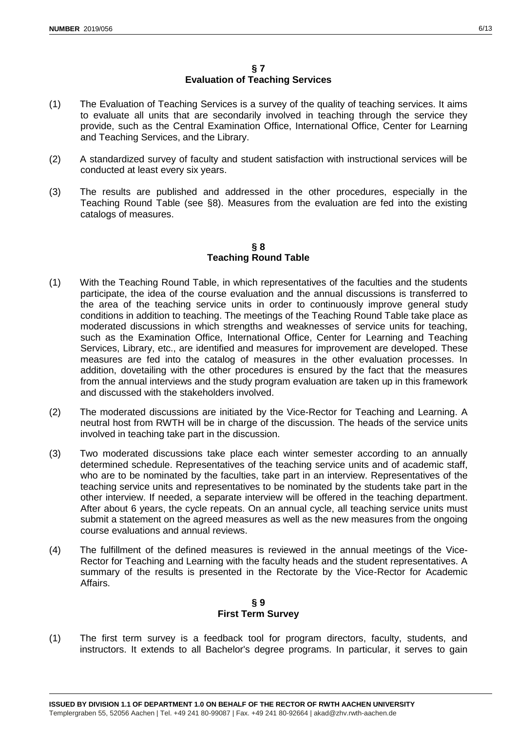## § 7
## Evaluation of Teaching Services

(1) The Evaluation of Teaching Services is a survey of the quality of teaching services. It aims to evaluate all units that are secondarily involved in teaching through the service they provide, such as the Central Examination Office, International Office, Center for Learning and Teaching Services, and the Library.

(2) A standardized survey of faculty and student satisfaction with instructional services will be conducted at least every six years.

(3) The results are published and addressed in the other procedures, especially in the Teaching Round Table (see §8). Measures from the evaluation are fed into the existing catalogs of measures.

## § 8
## Teaching Round Table

(1) With the Teaching Round Table, in which representatives of the faculties and the students participate, the idea of the course evaluation and the annual discussions is transferred to the area of the teaching service units in order to continuously improve general study conditions in addition to teaching. The meetings of the Teaching Round Table take place as moderated discussions in which strengths and weaknesses of service units for teaching, such as the Examination Office, International Office, Center for Learning and Teaching Services, Library, etc., are identified and measures for improvement are developed. These measures are fed into the catalog of measures in the other evaluation processes. In addition, dovetailing with the other procedures is ensured by the fact that the measures from the annual interviews and the study program evaluation are taken up in this framework and discussed with the stakeholders involved.

(2) The moderated discussions are initiated by the Vice-Rector for Teaching and Learning. A neutral host from RWTH will be in charge of the discussion. The heads of the service units involved in teaching take part in the discussion.

(3) Two moderated discussions take place each winter semester according to an annually determined schedule. Representatives of the teaching service units and of academic staff, who are to be nominated by the faculties, take part in an interview. Representatives of the teaching service units and representatives to be nominated by the students take part in the other interview. If needed, a separate interview will be offered in the teaching department. After about 6 years, the cycle repeats. On an annual cycle, all teaching service units must submit a statement on the agreed measures as well as the new measures from the ongoing course evaluations and annual reviews.

(4) The fulfillment of the defined measures is reviewed in the annual meetings of the Vice-Rector for Teaching and Learning with the faculty heads and the student representatives. A summary of the results is presented in the Rectorate by the Vice-Rector for Academic Affairs.

## § 9
## First Term Survey

(1) The first term survey is a feedback tool for program directors, faculty, students, and instructors. It extends to all Bachelor's degree programs. In particular, it serves to gain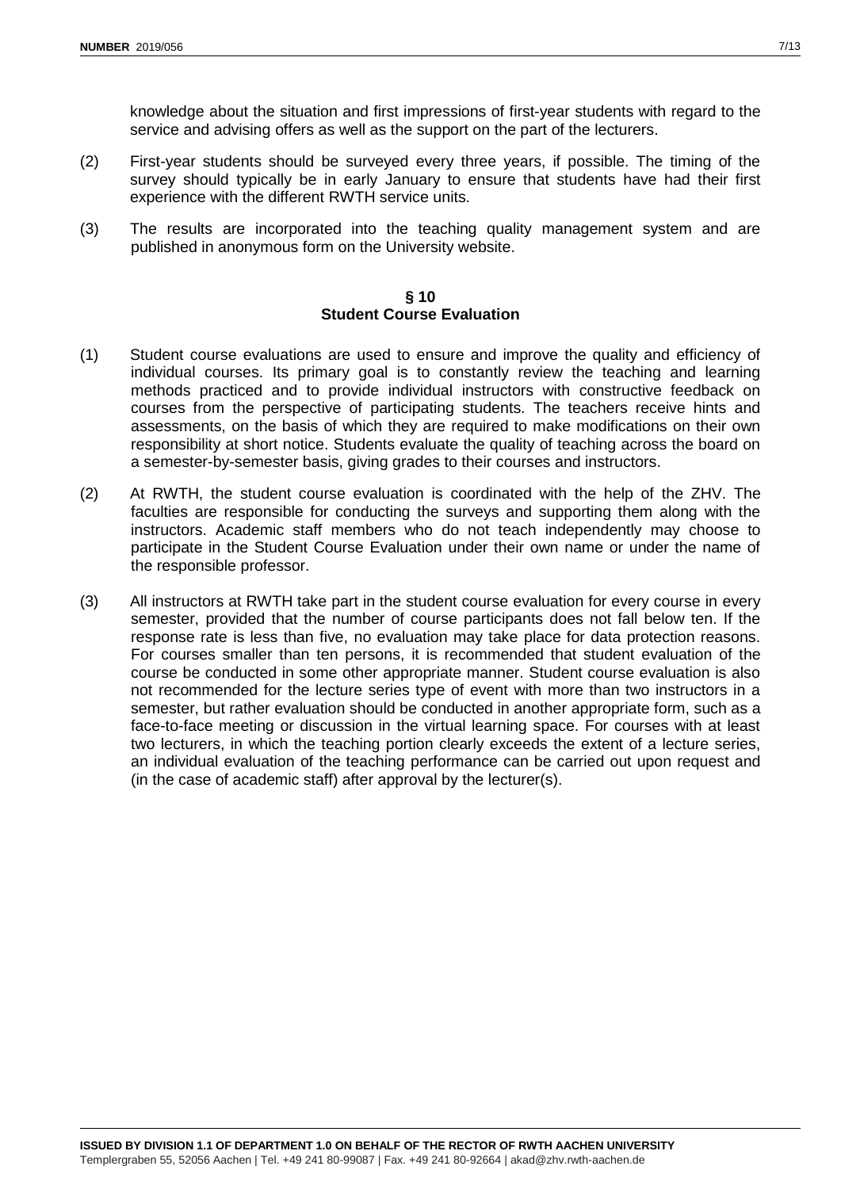knowledge about the situation and first impressions of first-year students with regard to the service and advising offers as well as the support on the part of the lecturers.

(2) First-year students should be surveyed every three years, if possible. The timing of the survey should typically be in early January to ensure that students have had their first experience with the different RWTH service units.

(3) The results are incorporated into the teaching quality management system and are published in anonymous form on the University website.

## § 10
## Student Course Evaluation

(1) Student course evaluations are used to ensure and improve the quality and efficiency of individual courses. Its primary goal is to constantly review the teaching and learning methods practiced and to provide individual instructors with constructive feedback on courses from the perspective of participating students. The teachers receive hints and assessments, on the basis of which they are required to make modifications on their own responsibility at short notice. Students evaluate the quality of teaching across the board on a semester-by-semester basis, giving grades to their courses and instructors.

(2) At RWTH, the student course evaluation is coordinated with the help of the ZHV. The faculties are responsible for conducting the surveys and supporting them along with the instructors. Academic staff members who do not teach independently may choose to participate in the Student Course Evaluation under their own name or under the name of the responsible professor.

(3) All instructors at RWTH take part in the student course evaluation for every course in every semester, provided that the number of course participants does not fall below ten. If the response rate is less than five, no evaluation may take place for data protection reasons. For courses smaller than ten persons, it is recommended that student evaluation of the course be conducted in some other appropriate manner. Student course evaluation is also not recommended for the lecture series type of event with more than two instructors in a semester, but rather evaluation should be conducted in another appropriate form, such as a face-to-face meeting or discussion in the virtual learning space. For courses with at least two lecturers, in which the teaching portion clearly exceeds the extent of a lecture series, an individual evaluation of the teaching performance can be carried out upon request and (in the case of academic staff) after approval by the lecturer(s).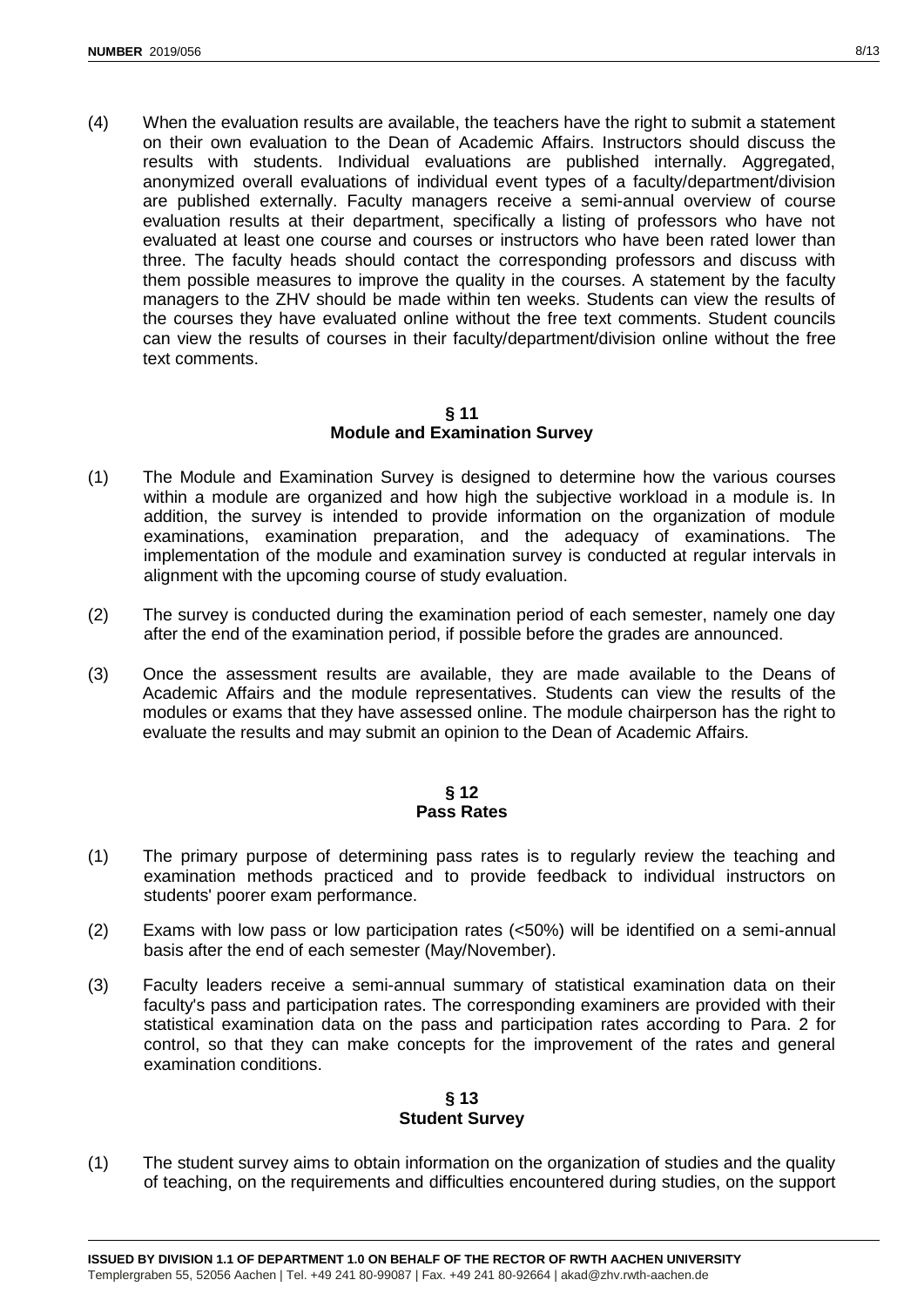(4) When the evaluation results are available, the teachers have the right to submit a statement on their own evaluation to the Dean of Academic Affairs. Instructors should discuss the results with students. Individual evaluations are published internally. Aggregated, anonymized overall evaluations of individual event types of a faculty/department/division are published externally. Faculty managers receive a semi-annual overview of course evaluation results at their department, specifically a listing of professors who have not evaluated at least one course and courses or instructors who have been rated lower than three. The faculty heads should contact the corresponding professors and discuss with them possible measures to improve the quality in the courses. A statement by the faculty managers to the ZHV should be made within ten weeks. Students can view the results of the courses they have evaluated online without the free text comments. Student councils can view the results of courses in their faculty/department/division online without the free text comments.

## § 11
## Module and Examination Survey

(1) The Module and Examination Survey is designed to determine how the various courses within a module are organized and how high the subjective workload in a module is. In addition, the survey is intended to provide information on the organization of module examinations, examination preparation, and the adequacy of examinations. The implementation of the module and examination survey is conducted at regular intervals in alignment with the upcoming course of study evaluation.

(2) The survey is conducted during the examination period of each semester, namely one day after the end of the examination period, if possible before the grades are announced.

(3) Once the assessment results are available, they are made available to the Deans of Academic Affairs and the module representatives. Students can view the results of the modules or exams that they have assessed online. The module chairperson has the right to evaluate the results and may submit an opinion to the Dean of Academic Affairs.

## § 12
## Pass Rates

(1) The primary purpose of determining pass rates is to regularly review the teaching and examination methods practiced and to provide feedback to individual instructors on students' poorer exam performance.

(2) Exams with low pass or low participation rates (<50%) will be identified on a semi-annual basis after the end of each semester (May/November).

(3) Faculty leaders receive a semi-annual summary of statistical examination data on their faculty's pass and participation rates. The corresponding examiners are provided with their statistical examination data on the pass and participation rates according to Para. 2 for control, so that they can make concepts for the improvement of the rates and general examination conditions.

## § 13
## Student Survey

(1) The student survey aims to obtain information on the organization of studies and the quality of teaching, on the requirements and difficulties encountered during studies, on the support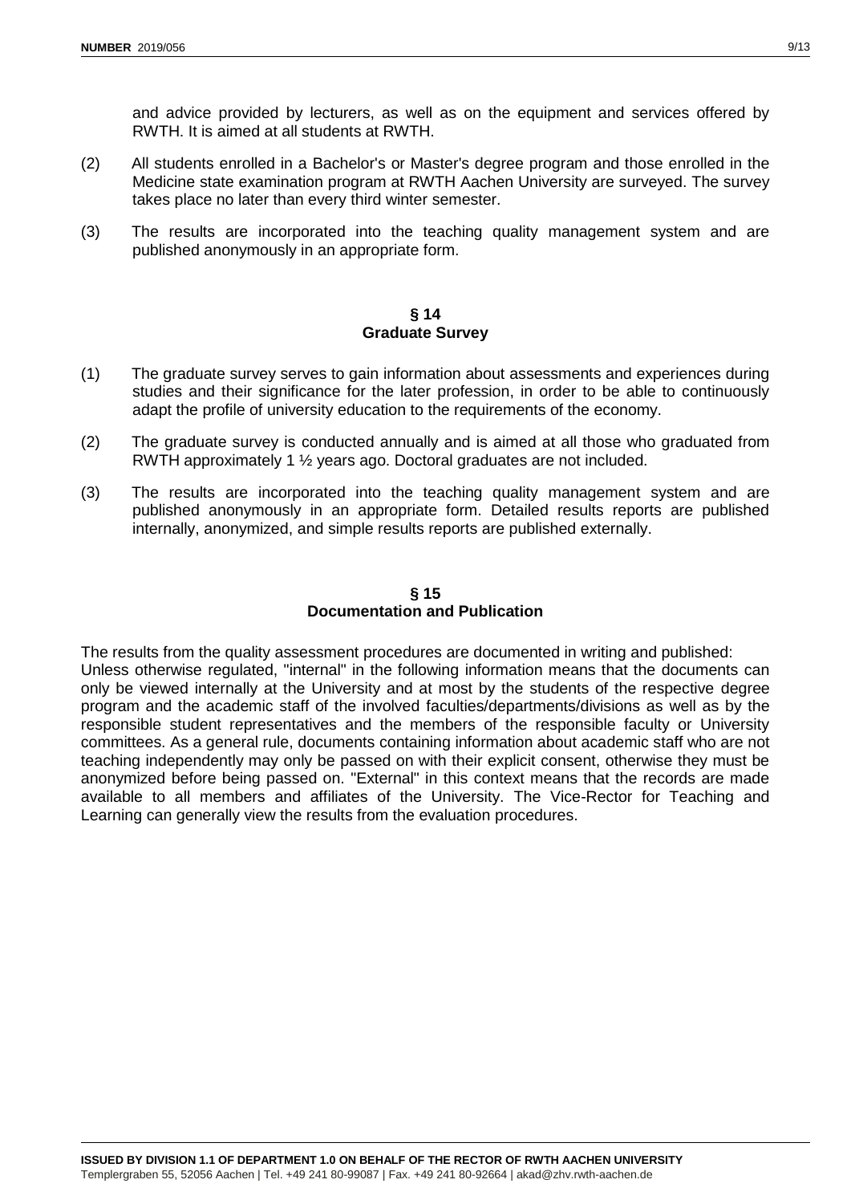and advice provided by lecturers, as well as on the equipment and services offered by RWTH. It is aimed at all students at RWTH.

(2) All students enrolled in a Bachelor's or Master's degree program and those enrolled in the Medicine state examination program at RWTH Aachen University are surveyed. The survey takes place no later than every third winter semester.

(3) The results are incorporated into the teaching quality management system and are published anonymously in an appropriate form.

## § 14
## Graduate Survey

(1) The graduate survey serves to gain information about assessments and experiences during studies and their significance for the later profession, in order to be able to continuously adapt the profile of university education to the requirements of the economy.

(2) The graduate survey is conducted annually and is aimed at all those who graduated from RWTH approximately 1 ½ years ago. Doctoral graduates are not included.

(3) The results are incorporated into the teaching quality management system and are published anonymously in an appropriate form. Detailed results reports are published internally, anonymized, and simple results reports are published externally.

## § 15
## Documentation and Publication

The results from the quality assessment procedures are documented in writing and published:
Unless otherwise regulated, "internal" in the following information means that the documents can only be viewed internally at the University and at most by the students of the respective degree program and the academic staff of the involved faculties/departments/divisions as well as by the responsible student representatives and the members of the responsible faculty or University committees. As a general rule, documents containing information about academic staff who are not teaching independently may only be passed on with their explicit consent, otherwise they must be anonymized before being passed on. "External" in this context means that the records are made available to all members and affiliates of the University. The Vice-Rector for Teaching and Learning can generally view the results from the evaluation procedures.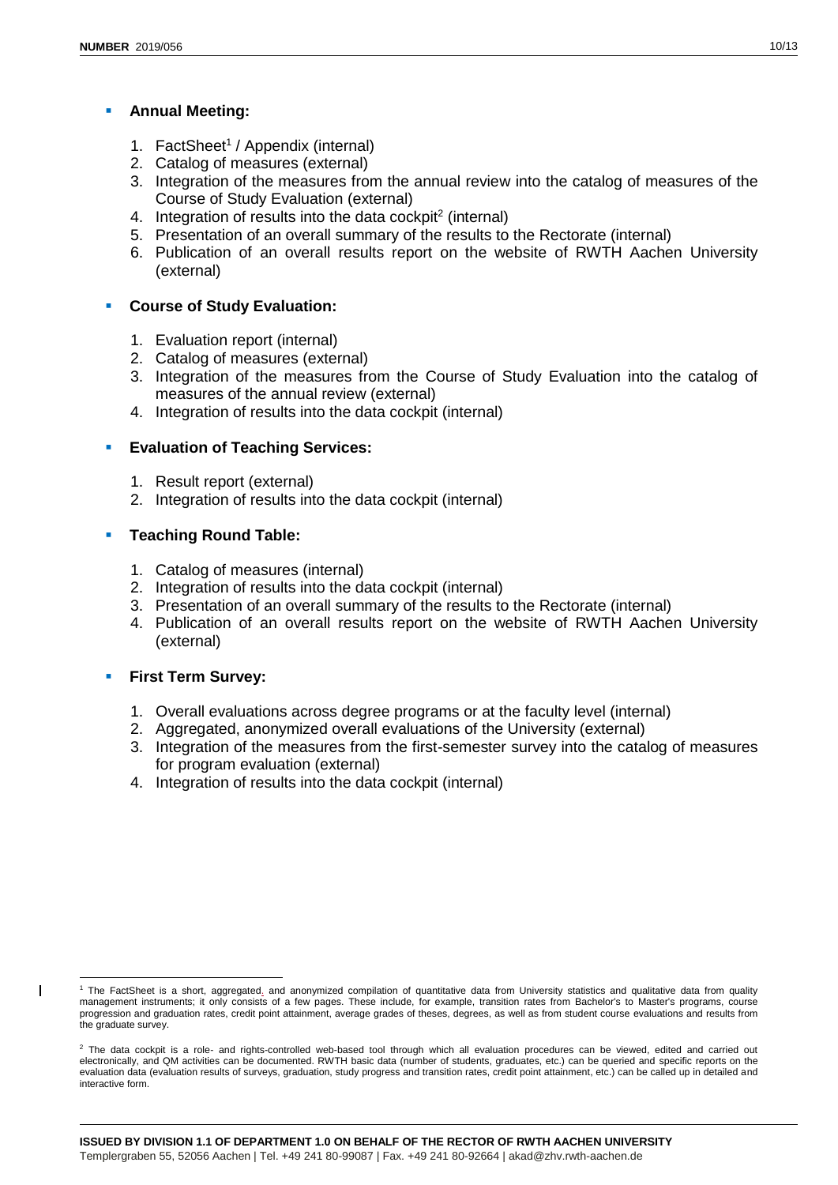- **Annual Meeting:**

  1. FactSheet[1] / Appendix (internal)
  2. Catalog of measures (external)
  3. Integration of the measures from the annual review into the catalog of measures of the Course of Study Evaluation (external)
  4. Integration of results into the data cockpit[2] (internal)
  5. Presentation of an overall summary of the results to the Rectorate (internal)
  6. Publication of an overall results report on the website of RWTH Aachen University (external)

- **Course of Study Evaluation:**

  1. Evaluation report (internal)
  2. Catalog of measures (external)
  3. Integration of the measures from the Course of Study Evaluation into the catalog of measures of the annual review (external)
  4. Integration of results into the data cockpit (internal)

- **Evaluation of Teaching Services:**

  1. Result report (external)
  2. Integration of results into the data cockpit (internal)

- **Teaching Round Table:**

  1. Catalog of measures (internal)
  2. Integration of results into the data cockpit (internal)
  3. Presentation of an overall summary of the results to the Rectorate (internal)
  4. Publication of an overall results report on the website of RWTH Aachen University (external)

- **First Term Survey:**

  1. Overall evaluations across degree programs or at the faculty level (internal)
  2. Aggregated, anonymized overall evaluations of the University (external)
  3. Integration of the measures from the first-semester survey into the catalog of measures for program evaluation (external)
  4. Integration of results into the data cockpit (internal)

---

[1] The FactSheet is a short, aggregated, and anonymized compilation of quantitative data from University statistics and qualitative data from quality management instruments; it only consists of a few pages. These include, for example, transition rates from Bachelor's to Master's programs, course progression and graduation rates, credit point attainment, average grades of theses, degrees, as well as from student course evaluations and results from the graduate survey.

[2] The data cockpit is a role- and rights-controlled web-based tool through which all evaluation procedures can be viewed, edited and carried out electronically, and QM activities can be documented. RWTH basic data (number of students, graduates, etc.) can be queried and specific reports on the evaluation data (evaluation results of surveys, graduation, study progress and transition rates, credit point attainment, etc.) can be called up in detailed and interactive form.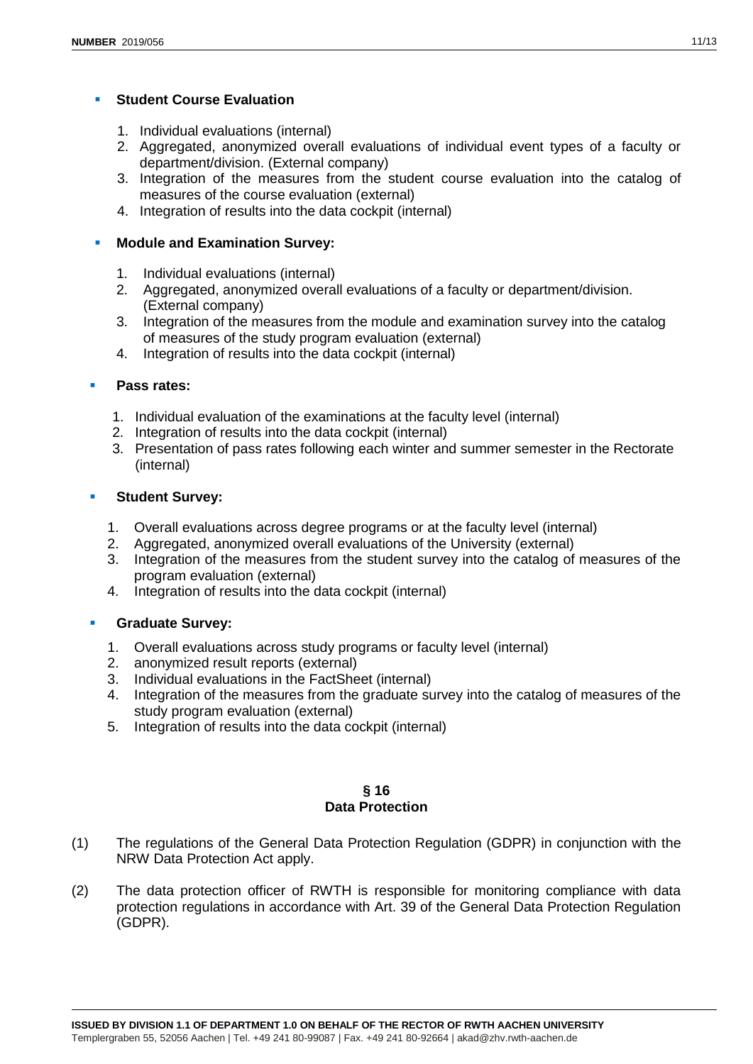- **Student Course Evaluation**

  1. Individual evaluations (internal)
  2. Aggregated, anonymized overall evaluations of individual event types of a faculty or department/division. (External company)
  3. Integration of the measures from the student course evaluation into the catalog of measures of the course evaluation (external)
  4. Integration of results into the data cockpit (internal)

- **Module and Examination Survey:**

  1. Individual evaluations (internal)
  2. Aggregated, anonymized overall evaluations of a faculty or department/division. (External company)
  3. Integration of the measures from the module and examination survey into the catalog of measures of the study program evaluation (external)
  4. Integration of results into the data cockpit (internal)

- **Pass rates:**

  1. Individual evaluation of the examinations at the faculty level (internal)
  2. Integration of results into the data cockpit (internal)
  3. Presentation of pass rates following each winter and summer semester in the Rectorate (internal)

- **Student Survey:**

  1. Overall evaluations across degree programs or at the faculty level (internal)
  2. Aggregated, anonymized overall evaluations of the University (external)
  3. Integration of the measures from the student survey into the catalog of measures of the program evaluation (external)
  4. Integration of results into the data cockpit (internal)

- **Graduate Survey:**

  1. Overall evaluations across study programs or faculty level (internal)
  2. anonymized result reports (external)
  3. Individual evaluations in the FactSheet (internal)
  4. Integration of the measures from the graduate survey into the catalog of measures of the study program evaluation (external)
  5. Integration of results into the data cockpit (internal)

## § 16
## Data Protection

(1) The regulations of the General Data Protection Regulation (GDPR) in conjunction with the NRW Data Protection Act apply.

(2) The data protection officer of RWTH is responsible for monitoring compliance with data protection regulations in accordance with Art. 39 of the General Data Protection Regulation (GDPR).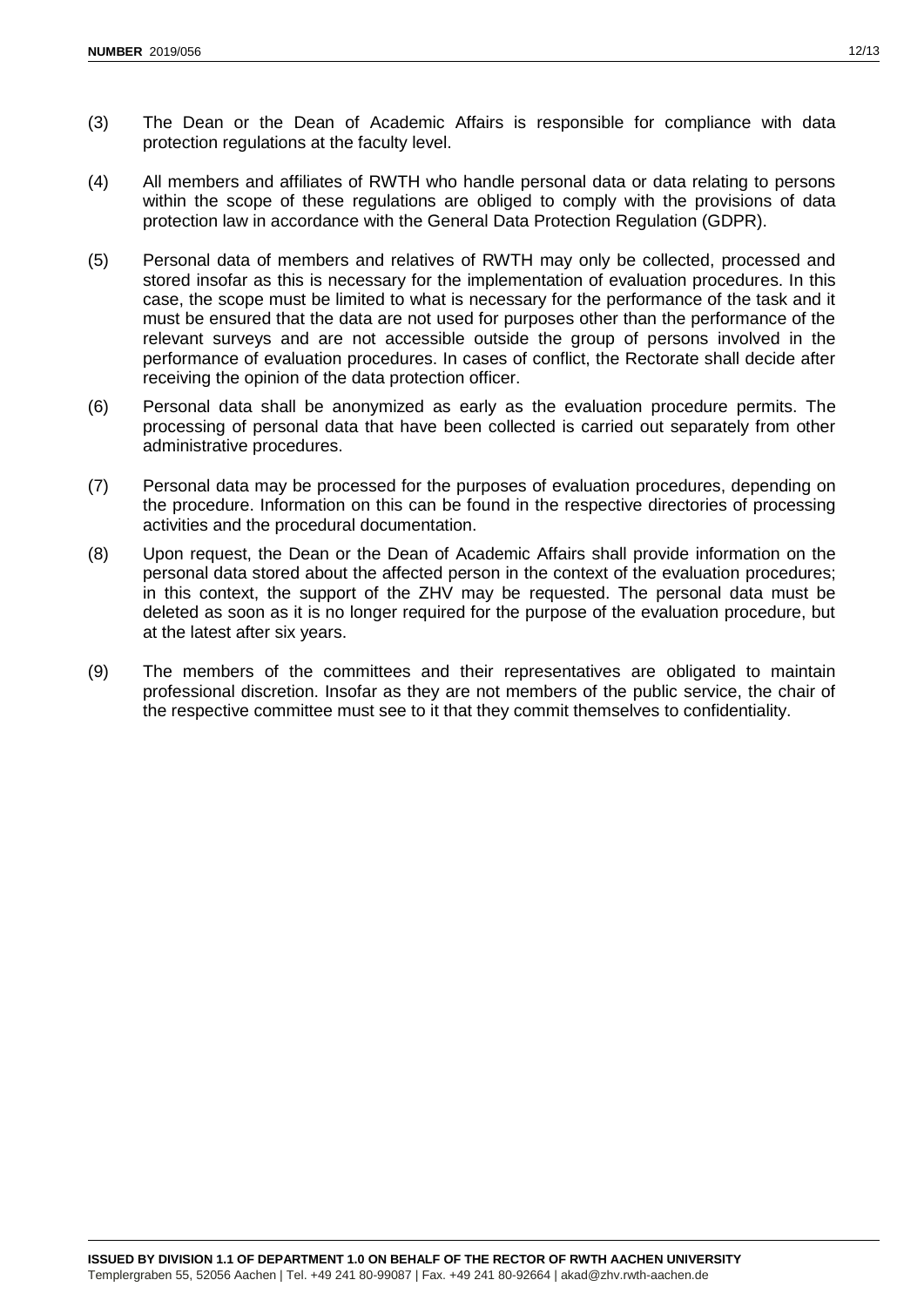(3) The Dean or the Dean of Academic Affairs is responsible for compliance with data protection regulations at the faculty level.

(4) All members and affiliates of RWTH who handle personal data or data relating to persons within the scope of these regulations are obliged to comply with the provisions of data protection law in accordance with the General Data Protection Regulation (GDPR).

(5) Personal data of members and relatives of RWTH may only be collected, processed and stored insofar as this is necessary for the implementation of evaluation procedures. In this case, the scope must be limited to what is necessary for the performance of the task and it must be ensured that the data are not used for purposes other than the performance of the relevant surveys and are not accessible outside the group of persons involved in the performance of evaluation procedures. In cases of conflict, the Rectorate shall decide after receiving the opinion of the data protection officer.

(6) Personal data shall be anonymized as early as the evaluation procedure permits. The processing of personal data that have been collected is carried out separately from other administrative procedures.

(7) Personal data may be processed for the purposes of evaluation procedures, depending on the procedure. Information on this can be found in the respective directories of processing activities and the procedural documentation.

(8) Upon request, the Dean or the Dean of Academic Affairs shall provide information on the personal data stored about the affected person in the context of the evaluation procedures; in this context, the support of the ZHV may be requested. The personal data must be deleted as soon as it is no longer required for the purpose of the evaluation procedure, but at the latest after six years.

(9) The members of the committees and their representatives are obligated to maintain professional discretion. Insofar as they are not members of the public service, the chair of the respective committee must see to it that they commit themselves to confidentiality.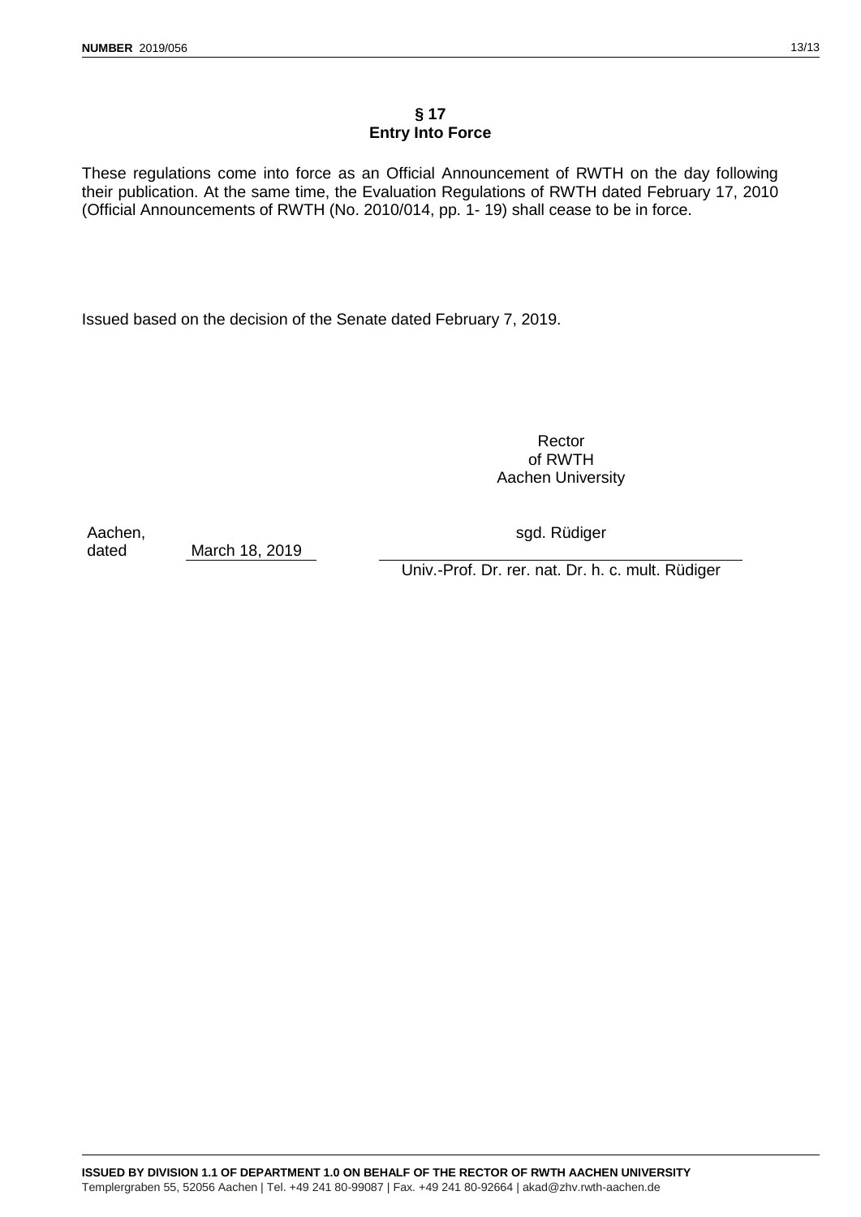## § 17
## Entry Into Force

These regulations come into force as an Official Announcement of RWTH on the day following their publication. At the same time, the Evaluation Regulations of RWTH dated February 17, 2010 (Official Announcements of RWTH (No. 2010/014, pp. 1- 19) shall cease to be in force.

Issued based on the decision of the Senate dated February 7, 2019.

Rector
of RWTH
Aachen University

Aachen,
dated March 18, 2019

sgd. Rüdiger

Univ.-Prof. Dr. rer. nat. Dr. h. c. mult. Rüdiger

**ISSUED BY DIVISION 1.1 OF DEPARTMENT 1.0 ON BEHALF OF THE RECTOR OF RWTH AACHEN UNIVERSITY**
Templergraben 55, 52056 Aachen | Tel. +49 241 80-99087 | Fax. +49 241 80-92664 | akad@zhv.rwth-aachen.de